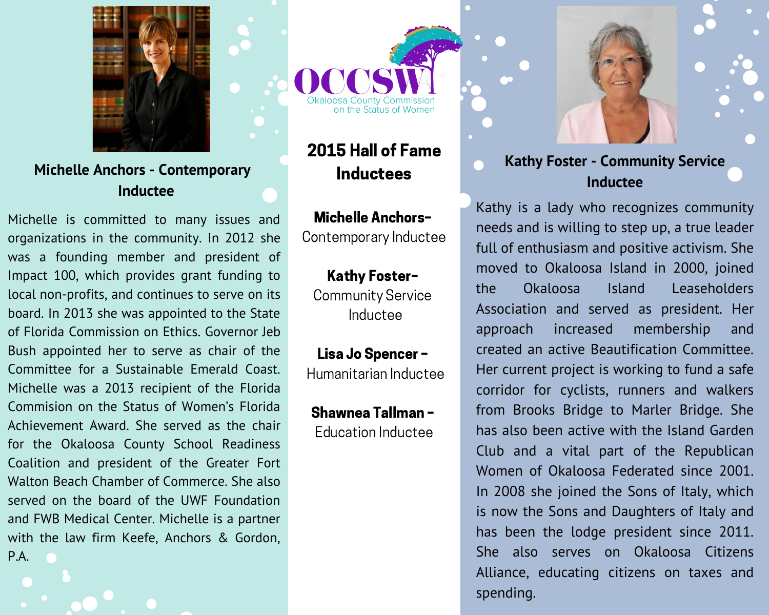OCCSW
Okaloosa County Commission on the Status of Women

# 2015 Hall of Fame Inductees

**Michelle Anchors-** Contemporary Inductee

**Kathy Foster-** Community Service Inductee

**Lisa Jo Spencer -** Humanitarian Inductee

**Shawnea Tallman -** Education Inductee

## Michelle Anchors - Contemporary Inductee

Michelle is committed to many issues and organizations in the community. In 2012 she was a founding member and president of Impact 100, which provides grant funding to local non-profits, and continues to serve on its board. In 2013 she was appointed to the State of Florida Commission on Ethics. Governor Jeb Bush appointed her to serve as chair of the Committee for a Sustainable Emerald Coast. Michelle was a 2013 recipient of the Florida Commision on the Status of Women's Florida Achievement Award. She served as the chair for the Okaloosa County School Readiness Coalition and president of the Greater Fort Walton Beach Chamber of Commerce. She also served on the board of the UWF Foundation and FWB Medical Center. Michelle is a partner with the law firm Keefe, Anchors & Gordon, P.A.

## Kathy Foster - Community Service Inductee

Kathy is a lady who recognizes community needs and is willing to step up, a true leader full of enthusiasm and positive activism. She moved to Okaloosa Island in 2000, joined the Okaloosa Island Leaseholders Association and served as president. Her approach increased membership and created an active Beautification Committee. Her current project is working to fund a safe corridor for cyclists, runners and walkers from Brooks Bridge to Marler Bridge. She has also been active with the Island Garden Club and a vital part of the Republican Women of Okaloosa Federated since 2001. In 2008 she joined the Sons of Italy, which is now the Sons and Daughters of Italy and has been the lodge president since 2011. She also serves on Okaloosa Citizens Alliance, educating citizens on taxes and spending.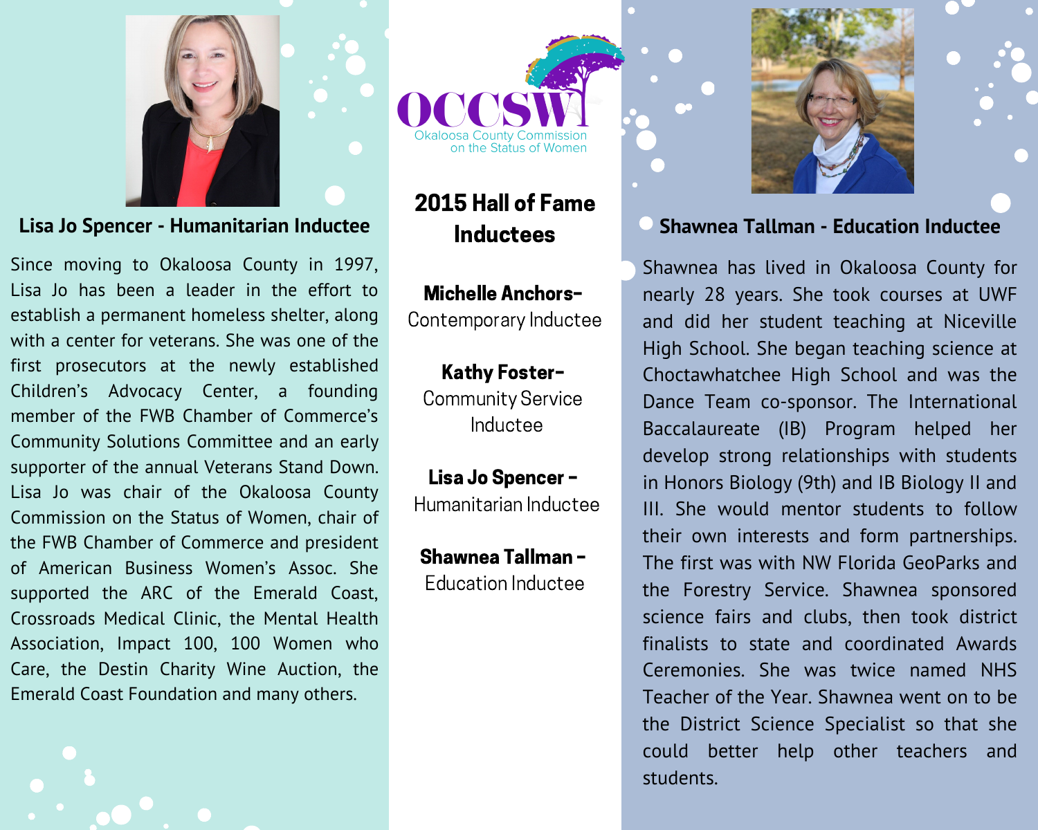OCCSW

Okaloosa County Commission on the Status of Women

## 2015 Hall of Fame Inductees

**Michelle Anchors-** Contemporary Inductee

**Kathy Foster-** Community Service Inductee

**Lisa Jo Spencer -** Humanitarian Inductee

**Shawnea Tallman -** Education Inductee

### Lisa Jo Spencer - Humanitarian Inductee

Since moving to Okaloosa County in 1997, Lisa Jo has been a leader in the effort to establish a permanent homeless shelter, along with a center for veterans. She was one of the first prosecutors at the newly established Children's Advocacy Center, a founding member of the FWB Chamber of Commerce's Community Solutions Committee and an early supporter of the annual Veterans Stand Down. Lisa Jo was chair of the Okaloosa County Commission on the Status of Women, chair of the FWB Chamber of Commerce and president of American Business Women's Assoc. She supported the ARC of the Emerald Coast, Crossroads Medical Clinic, the Mental Health Association, Impact 100, 100 Women who Care, the Destin Charity Wine Auction, the Emerald Coast Foundation and many others.

### Shawnea Tallman - Education Inductee

Shawnea has lived in Okaloosa County for nearly 28 years. She took courses at UWF and did her student teaching at Niceville High School. She began teaching science at Choctawhatchee High School and was the Dance Team co-sponsor. The International Baccalaureate (IB) Program helped her develop strong relationships with students in Honors Biology (9th) and IB Biology II and III. She would mentor students to follow their own interests and form partnerships. The first was with NW Florida GeoParks and the Forestry Service. Shawnea sponsored science fairs and clubs, then took district finalists to state and coordinated Awards Ceremonies. She was twice named NHS Teacher of the Year. Shawnea went on to be the District Science Specialist so that she could better help other teachers and students.